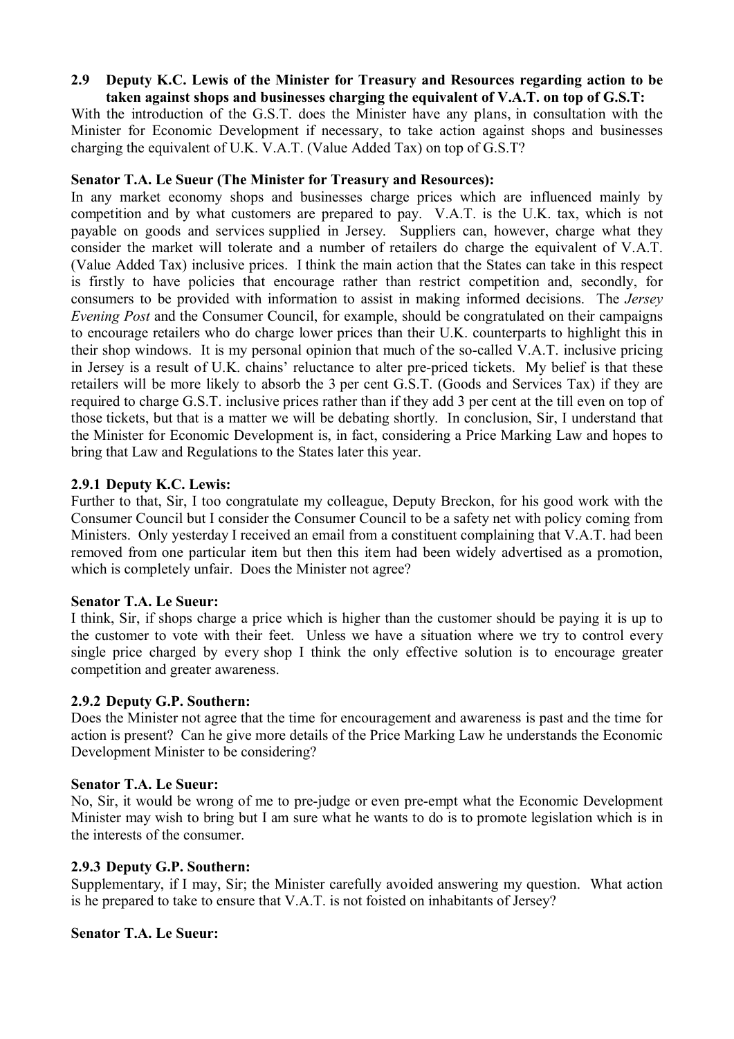### 2.9 Deputy K.C. Lewis of the Minister for Treasury and Resources regarding action to be taken against shops and businesses charging the equivalent of V.A.T. on top of G.S.T:

With the introduction of the G.S.T. does the Minister have any plans, in consultation with the Minister for Economic Development if necessary, to take action against shops and businesses charging the equivalent of U.K. V.A.T. (Value Added Tax) on top of G.S.T?

**Senator T.A. Le Sueur (The Minister for Treasury and Resources):**

In any market economy shops and businesses charge prices which are influenced mainly by competition and by what customers are prepared to pay. V.A.T. is the U.K. tax, which is not payable on goods and services supplied in Jersey. Suppliers can, however, charge what they consider the market will tolerate and a number of retailers do charge the equivalent of V.A.T. (Value Added Tax) inclusive prices. I think the main action that the States can take in this respect is firstly to have policies that encourage rather than restrict competition and, secondly, for consumers to be provided with information to assist in making informed decisions. The *Jersey Evening Post* and the Consumer Council, for example, should be congratulated on their campaigns to encourage retailers who do charge lower prices than their U.K. counterparts to highlight this in their shop windows. It is my personal opinion that much of the so-called V.A.T. inclusive pricing in Jersey is a result of U.K. chains' reluctance to alter pre-priced tickets. My belief is that these retailers will be more likely to absorb the 3 per cent G.S.T. (Goods and Services Tax) if they are required to charge G.S.T. inclusive prices rather than if they add 3 per cent at the till even on top of those tickets, but that is a matter we will be debating shortly. In conclusion, Sir, I understand that the Minister for Economic Development is, in fact, considering a Price Marking Law and hopes to bring that Law and Regulations to the States later this year.

#### 2.9.1 Deputy K.C. Lewis:

Further to that, Sir, I too congratulate my colleague, Deputy Breckon, for his good work with the Consumer Council but I consider the Consumer Council to be a safety net with policy coming from Ministers. Only yesterday I received an email from a constituent complaining that V.A.T. had been removed from one particular item but then this item had been widely advertised as a promotion, which is completely unfair. Does the Minister not agree?

**Senator T.A. Le Sueur:**

I think, Sir, if shops charge a price which is higher than the customer should be paying it is up to the customer to vote with their feet. Unless we have a situation where we try to control every single price charged by every shop I think the only effective solution is to encourage greater competition and greater awareness.

#### 2.9.2 Deputy G.P. Southern:

Does the Minister not agree that the time for encouragement and awareness is past and the time for action is present? Can he give more details of the Price Marking Law he understands the Economic Development Minister to be considering?

**Senator T.A. Le Sueur:**

No, Sir, it would be wrong of me to pre-judge or even pre-empt what the Economic Development Minister may wish to bring but I am sure what he wants to do is to promote legislation which is in the interests of the consumer.

#### 2.9.3 Deputy G.P. Southern:

Supplementary, if I may, Sir; the Minister carefully avoided answering my question. What action is he prepared to take to ensure that V.A.T. is not foisted on inhabitants of Jersey?

**Senator T.A. Le Sueur:**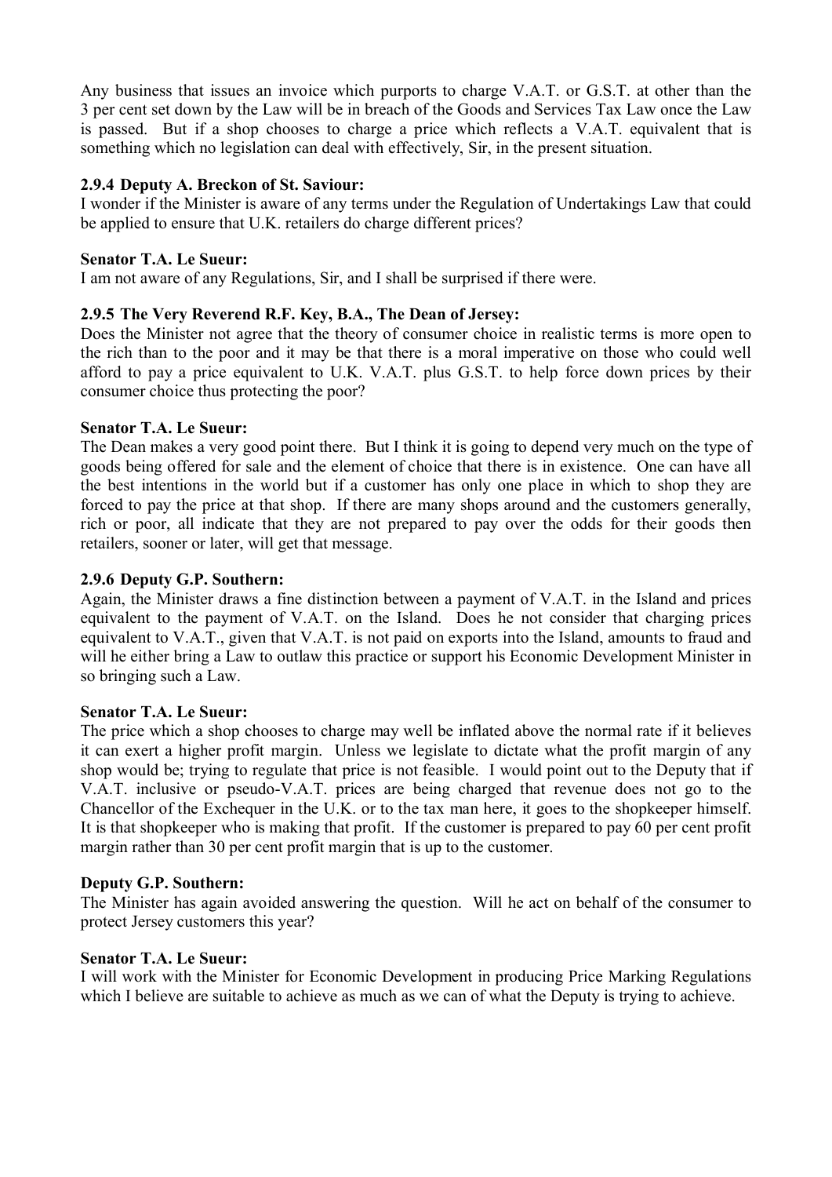Any business that issues an invoice which purports to charge V.A.T. or G.S.T. at other than the 3 per cent set down by the Law will be in breach of the Goods and Services Tax Law once the Law is passed. But if a shop chooses to charge a price which reflects a V.A.T. equivalent that is something which no legislation can deal with effectively, Sir, in the present situation.

### 2.9.4 Deputy A. Breckon of St. Saviour:

I wonder if the Minister is aware of any terms under the Regulation of Undertakings Law that could be applied to ensure that U.K. retailers do charge different prices?

**Senator T.A. Le Sueur:**

I am not aware of any Regulations, Sir, and I shall be surprised if there were.

### 2.9.5 The Very Reverend R.F. Key, B.A., The Dean of Jersey:

Does the Minister not agree that the theory of consumer choice in realistic terms is more open to the rich than to the poor and it may be that there is a moral imperative on those who could well afford to pay a price equivalent to U.K. V.A.T. plus G.S.T. to help force down prices by their consumer choice thus protecting the poor?

**Senator T.A. Le Sueur:**

The Dean makes a very good point there. But I think it is going to depend very much on the type of goods being offered for sale and the element of choice that there is in existence. One can have all the best intentions in the world but if a customer has only one place in which to shop they are forced to pay the price at that shop. If there are many shops around and the customers generally, rich or poor, all indicate that they are not prepared to pay over the odds for their goods then retailers, sooner or later, will get that message.

### 2.9.6 Deputy G.P. Southern:

Again, the Minister draws a fine distinction between a payment of V.A.T. in the Island and prices equivalent to the payment of V.A.T. on the Island. Does he not consider that charging prices equivalent to V.A.T., given that V.A.T. is not paid on exports into the Island, amounts to fraud and will he either bring a Law to outlaw this practice or support his Economic Development Minister in so bringing such a Law.

**Senator T.A. Le Sueur:**

The price which a shop chooses to charge may well be inflated above the normal rate if it believes it can exert a higher profit margin. Unless we legislate to dictate what the profit margin of any shop would be; trying to regulate that price is not feasible. I would point out to the Deputy that if V.A.T. inclusive or pseudo-V.A.T. prices are being charged that revenue does not go to the Chancellor of the Exchequer in the U.K. or to the tax man here, it goes to the shopkeeper himself. It is that shopkeeper who is making that profit. If the customer is prepared to pay 60 per cent profit margin rather than 30 per cent profit margin that is up to the customer.

**Deputy G.P. Southern:**

The Minister has again avoided answering the question. Will he act on behalf of the consumer to protect Jersey customers this year?

**Senator T.A. Le Sueur:**

I will work with the Minister for Economic Development in producing Price Marking Regulations which I believe are suitable to achieve as much as we can of what the Deputy is trying to achieve.